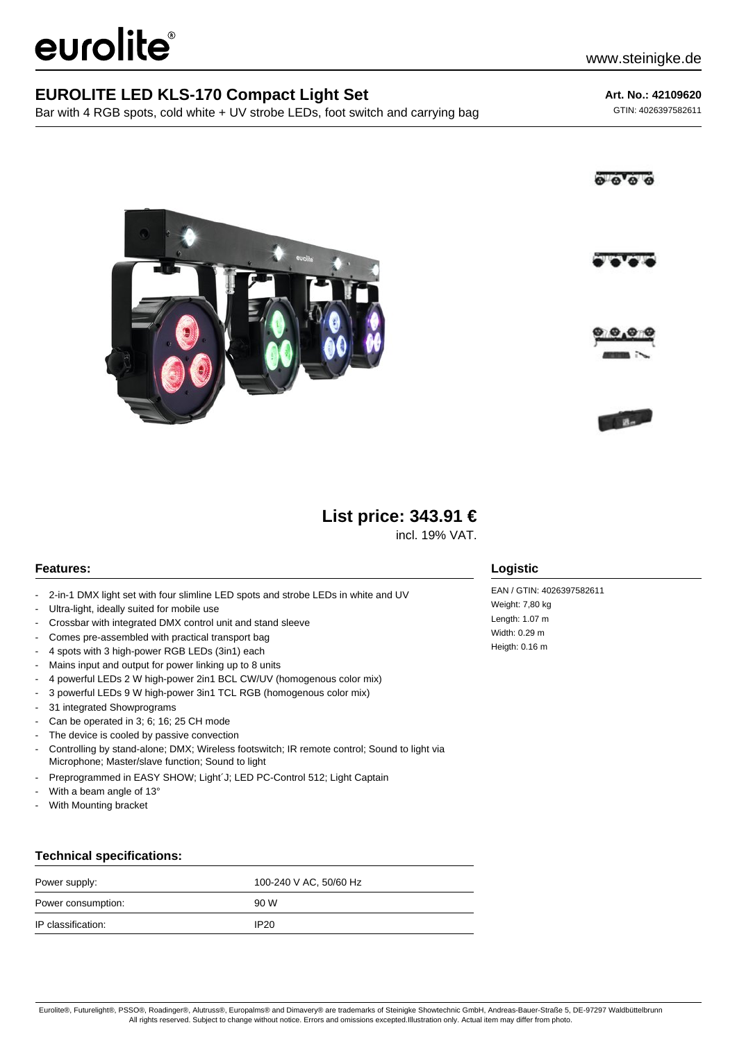eurolite

www.steinigke.de

# EUROLITE LED KLS-170 Compact Light Set

Bar with 4 RGB spots, cold white + UV strobe LEDs, foot switch and carrying bag

**Art. No.: 42109620**

GTIN: 4026397582611

## List price: 343.91 €

incl. 19% VAT.

### Features:

- 2-in-1 DMX light set with four slimline LED spots and strobe LEDs in white and UV
- Ultra-light, ideally suited for mobile use
- Crossbar with integrated DMX control unit and stand sleeve
- Comes pre-assembled with practical transport bag
- 4 spots with 3 high-power RGB LEDs (3in1) each
- Mains input and output for power linking up to 8 units
- 4 powerful LEDs 2 W high-power 2in1 BCL CW/UV (homogenous color mix)
- 3 powerful LEDs 9 W high-power 3in1 TCL RGB (homogenous color mix)
- 31 integrated Showprograms
- Can be operated in 3; 6; 16; 25 CH mode
- The device is cooled by passive convection
- Controlling by stand-alone; DMX; Wireless footswitch; IR remote control; Sound to light via Microphone; Master/slave function; Sound to light
- Preprogrammed in EASY SHOW; Light´J; LED PC-Control 512; Light Captain
- With a beam angle of 13°
- With Mounting bracket

### Logistic

EAN / GTIN: 4026397582611
Weight: 7,80 kg
Length: 1.07 m
Width: 0.29 m
Heigth: 0.16 m

### Technical specifications:

| | |
|---|---|
| Power supply: | 100-240 V AC, 50/60 Hz |
| Power consumption: | 90 W |
| IP classification: | IP20 |

Eurolite®, Futurelight®, PSSO®, Roadinger®, Alutruss®, Europalms® and Dimavery® are trademarks of Steinigke Showtechnic GmbH, Andreas-Bauer-Straße 5, DE-97297 Waldbüttelbrunn
All rights reserved. Subject to change without notice. Errors and omissions excepted.Illustration only. Actual item may differ from photo.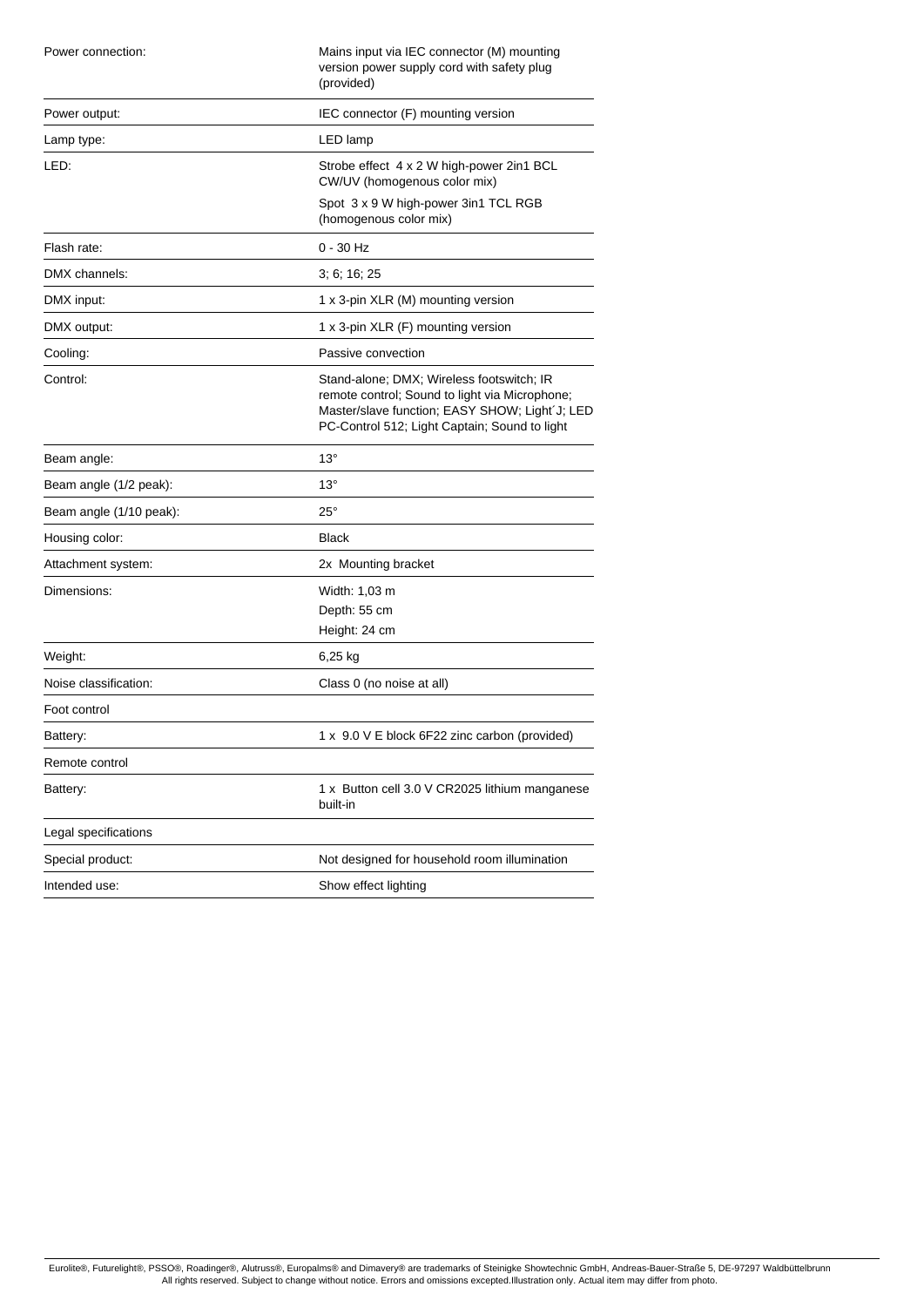| | |
|---|---|
| Power connection: | Mains input via IEC connector (M) mounting version power supply cord with safety plug (provided) |
| Power output: | IEC connector (F) mounting version |
| Lamp type: | LED lamp |
| LED: | Strobe effect 4 x 2 W high-power 2in1 BCL CW/UV (homogenous color mix)<br>Spot 3 x 9 W high-power 3in1 TCL RGB (homogenous color mix) |
| Flash rate: | 0 - 30 Hz |
| DMX channels: | 3; 6; 16; 25 |
| DMX input: | 1 x 3-pin XLR (M) mounting version |
| DMX output: | 1 x 3-pin XLR (F) mounting version |
| Cooling: | Passive convection |
| Control: | Stand-alone; DMX; Wireless footswitch; IR remote control; Sound to light via Microphone; Master/slave function; EASY SHOW; Light´J; LED PC-Control 512; Light Captain; Sound to light |
| Beam angle: | 13° |
| Beam angle (1/2 peak): | 13° |
| Beam angle (1/10 peak): | 25° |
| Housing color: | Black |
| Attachment system: | 2x Mounting bracket |
| Dimensions: | Width: 1,03 m<br>Depth: 55 cm<br>Height: 24 cm |
| Weight: | 6,25 kg |
| Noise classification: | Class 0 (no noise at all) |
| Foot control | |
| Battery: | 1 x 9.0 V E block 6F22 zinc carbon (provided) |
| Remote control | |
| Battery: | 1 x Button cell 3.0 V CR2025 lithium manganese built-in |
| Legal specifications | |
| Special product: | Not designed for household room illumination |
| Intended use: | Show effect lighting |

Eurolite®, Futurelight®, PSSO®, Roadinger®, Alutruss®, Europalms® and Dimavery® are trademarks of Steinigke Showtechnic GmbH, Andreas-Bauer-Straße 5, DE-97297 Waldbüttelbrunn
All rights reserved. Subject to change without notice. Errors and omissions excepted.Illustration only. Actual item may differ from photo.